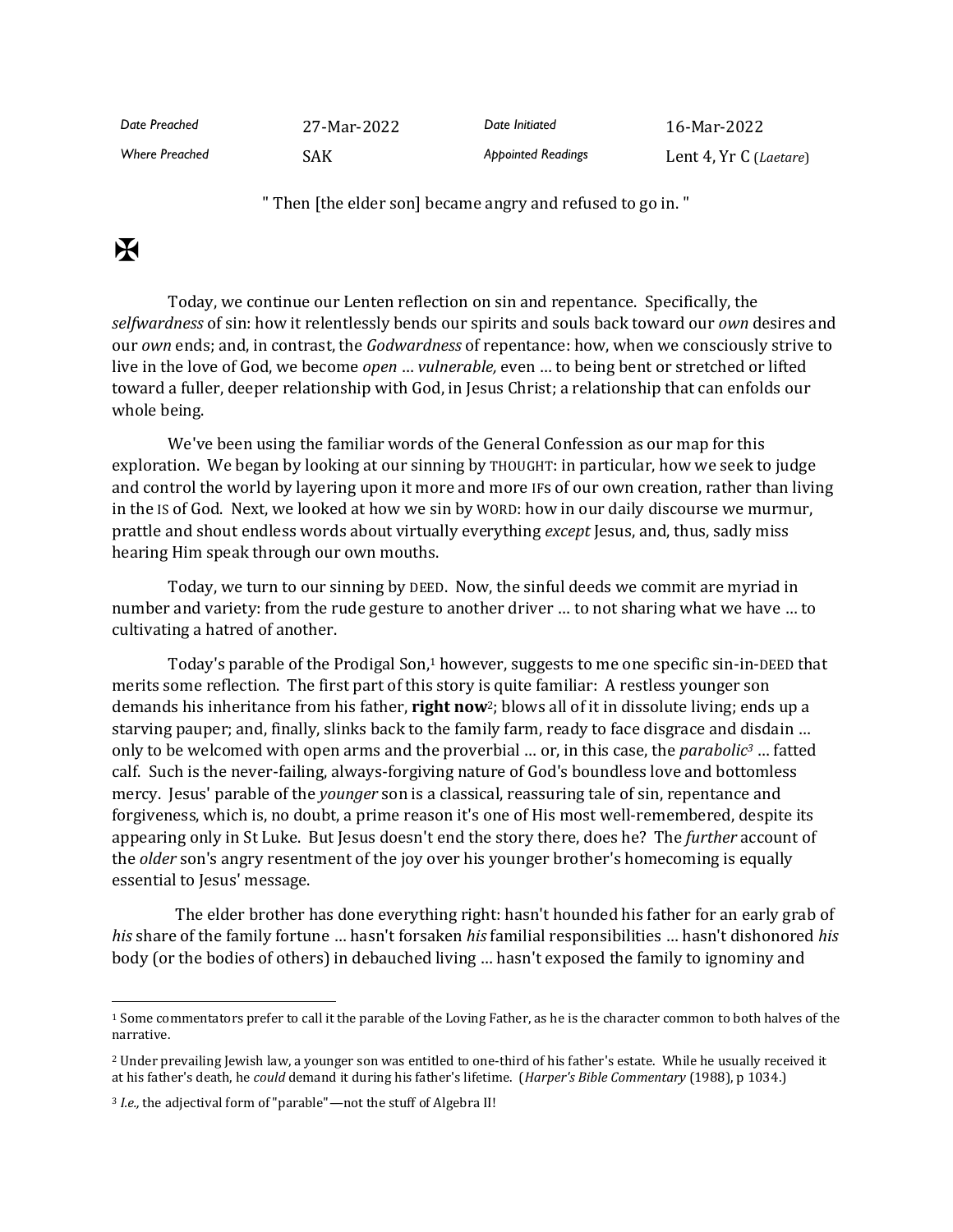| | | | |
|---|---|---|---|
| *Date Preached* | 27-Mar-2022 | *Date Initiated* | 16-Mar-2022 |
| *Where Preached* | SAK | *Appointed Readings* | Lent 4, Yr C (*Laetare*) |

" Then [the elder son] became angry and refused to go in. "

✠

Today, we continue our Lenten reflection on sin and repentance. Specifically, the *selfwardness* of sin: how it relentlessly bends our spirits and souls back toward our *own* desires and our *own* ends; and, in contrast, the *Godwardness* of repentance: how, when we consciously strive to live in the love of God, we become *open* … *vulnerable,* even … to being bent or stretched or lifted toward a fuller, deeper relationship with God, in Jesus Christ; a relationship that can enfolds our whole being.

We've been using the familiar words of the General Confession as our map for this exploration. We began by looking at our sinning by THOUGHT: in particular, how we seek to judge and control the world by layering upon it more and more IFs of our own creation, rather than living in the IS of God. Next, we looked at how we sin by WORD: how in our daily discourse we murmur, prattle and shout endless words about virtually everything *except* Jesus, and, thus, sadly miss hearing Him speak through our own mouths.

Today, we turn to our sinning by DEED. Now, the sinful deeds we commit are myriad in number and variety: from the rude gesture to another driver … to not sharing what we have … to cultivating a hatred of another.

Today's parable of the Prodigal Son,[1] however, suggests to me one specific sin-in-DEED that merits some reflection. The first part of this story is quite familiar: A restless younger son demands his inheritance from his father, **right now**[2]; blows all of it in dissolute living; ends up a starving pauper; and, finally, slinks back to the family farm, ready to face disgrace and disdain … only to be welcomed with open arms and the proverbial … or, in this case, the *parabolic*[3] … fatted calf. Such is the never-failing, always-forgiving nature of God's boundless love and bottomless mercy. Jesus' parable of the *younger* son is a classical, reassuring tale of sin, repentance and forgiveness, which is, no doubt, a prime reason it's one of His most well-remembered, despite its appearing only in St Luke. But Jesus doesn't end the story there, does he? The *further* account of the *older* son's angry resentment of the joy over his younger brother's homecoming is equally essential to Jesus' message.

The elder brother has done everything right: hasn't hounded his father for an early grab of *his* share of the family fortune … hasn't forsaken *his* familial responsibilities … hasn't dishonored *his* body (or the bodies of others) in debauched living … hasn't exposed the family to ignominy and

---

[1] Some commentators prefer to call it the parable of the Loving Father, as he is the character common to both halves of the narrative.

[2] Under prevailing Jewish law, a younger son was entitled to one-third of his father's estate. While he usually received it at his father's death, he *could* demand it during his father's lifetime. (*Harper's Bible Commentary* (1988), p 1034.)

[3] *I.e.,* the adjectival form of "parable"—not the stuff of Algebra II!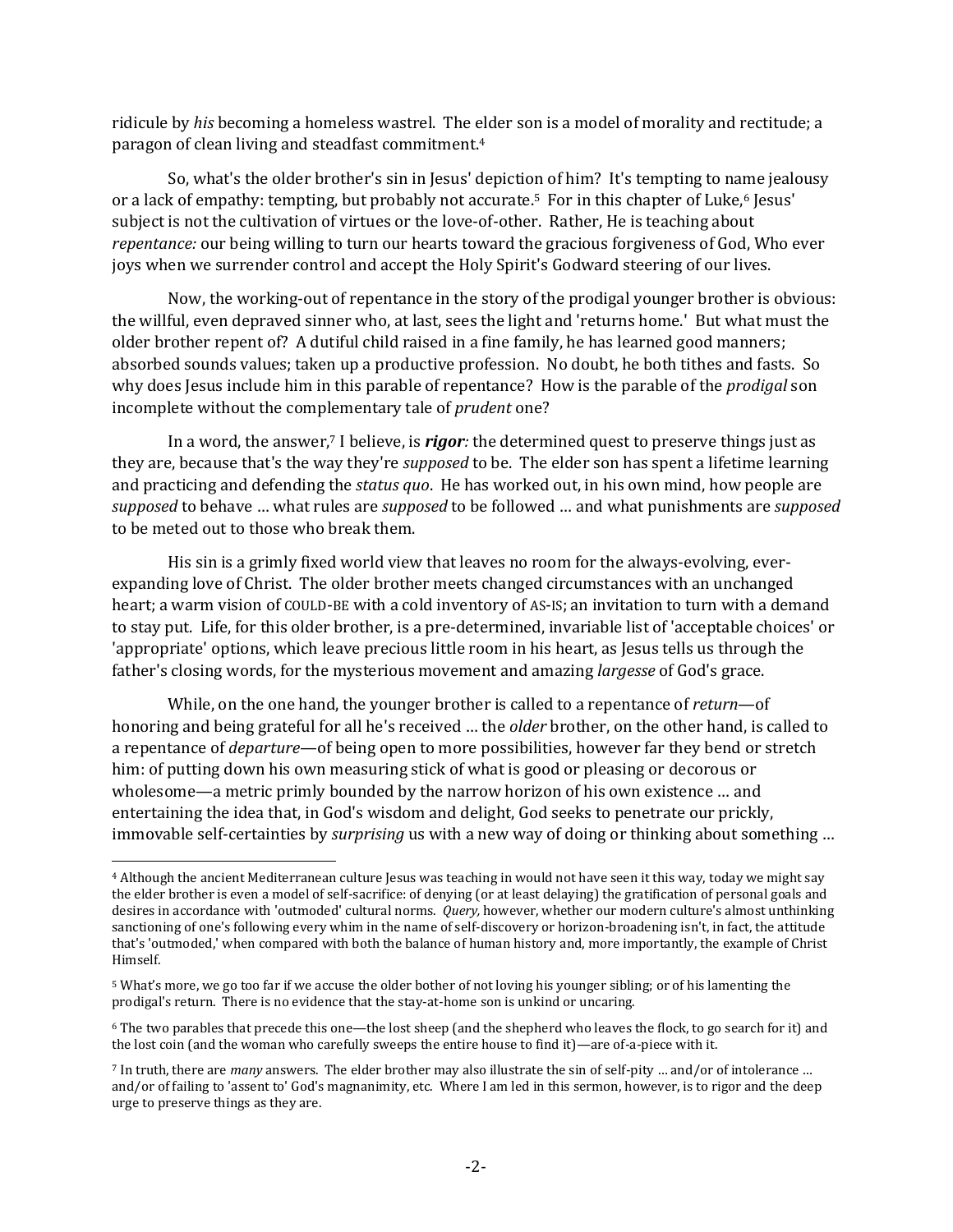ridicule by *his* becoming a homeless wastrel. The elder son is a model of morality and rectitude; a paragon of clean living and steadfast commitment.[4]

So, what's the older brother's sin in Jesus' depiction of him? It's tempting to name jealousy or a lack of empathy: tempting, but probably not accurate.[5] For in this chapter of Luke,[6] Jesus' subject is not the cultivation of virtues or the love-of-other. Rather, He is teaching about *repentance:* our being willing to turn our hearts toward the gracious forgiveness of God, Who ever joys when we surrender control and accept the Holy Spirit's Godward steering of our lives.

Now, the working-out of repentance in the story of the prodigal younger brother is obvious: the willful, even depraved sinner who, at last, sees the light and 'returns home.' But what must the older brother repent of? A dutiful child raised in a fine family, he has learned good manners; absorbed sounds values; taken up a productive profession. No doubt, he both tithes and fasts. So why does Jesus include him in this parable of repentance? How is the parable of the *prodigal* son incomplete without the complementary tale of *prudent* one?

In a word, the answer,[7] I believe, is ***rigor:*** the determined quest to preserve things just as they are, because that's the way they're *supposed* to be. The elder son has spent a lifetime learning and practicing and defending the *status quo*. He has worked out, in his own mind, how people are *supposed* to behave … what rules are *supposed* to be followed … and what punishments are *supposed* to be meted out to those who break them.

His sin is a grimly fixed world view that leaves no room for the always-evolving, ever-expanding love of Christ. The older brother meets changed circumstances with an unchanged heart; a warm vision of COULD-BE with a cold inventory of AS-IS; an invitation to turn with a demand to stay put. Life, for this older brother, is a pre-determined, invariable list of 'acceptable choices' or 'appropriate' options, which leave precious little room in his heart, as Jesus tells us through the father's closing words, for the mysterious movement and amazing *largesse* of God's grace.

While, on the one hand, the younger brother is called to a repentance of *return*—of honoring and being grateful for all he's received … the *older* brother, on the other hand, is called to a repentance of *departure*—of being open to more possibilities, however far they bend or stretch him: of putting down his own measuring stick of what is good or pleasing or decorous or wholesome—a metric primly bounded by the narrow horizon of his own existence … and entertaining the idea that, in God's wisdom and delight, God seeks to penetrate our prickly, immovable self-certainties by *surprising* us with a new way of doing or thinking about something …

---

[4] Although the ancient Mediterranean culture Jesus was teaching in would not have seen it this way, today we might say the elder brother is even a model of self-sacrifice: of denying (or at least delaying) the gratification of personal goals and desires in accordance with 'outmoded' cultural norms. *Query,* however, whether our modern culture's almost unthinking sanctioning of one's following every whim in the name of self-discovery or horizon-broadening isn't, in fact, the attitude that's 'outmoded,' when compared with both the balance of human history and, more importantly, the example of Christ Himself.

[5] What's more, we go too far if we accuse the older bother of not loving his younger sibling; or of his lamenting the prodigal's return. There is no evidence that the stay-at-home son is unkind or uncaring.

[6] The two parables that precede this one—the lost sheep (and the shepherd who leaves the flock, to go search for it) and the lost coin (and the woman who carefully sweeps the entire house to find it)—are of-a-piece with it.

[7] In truth, there are *many* answers. The elder brother may also illustrate the sin of self-pity … and/or of intolerance … and/or of failing to 'assent to' God's magnanimity, etc. Where I am led in this sermon, however, is to rigor and the deep urge to preserve things as they are.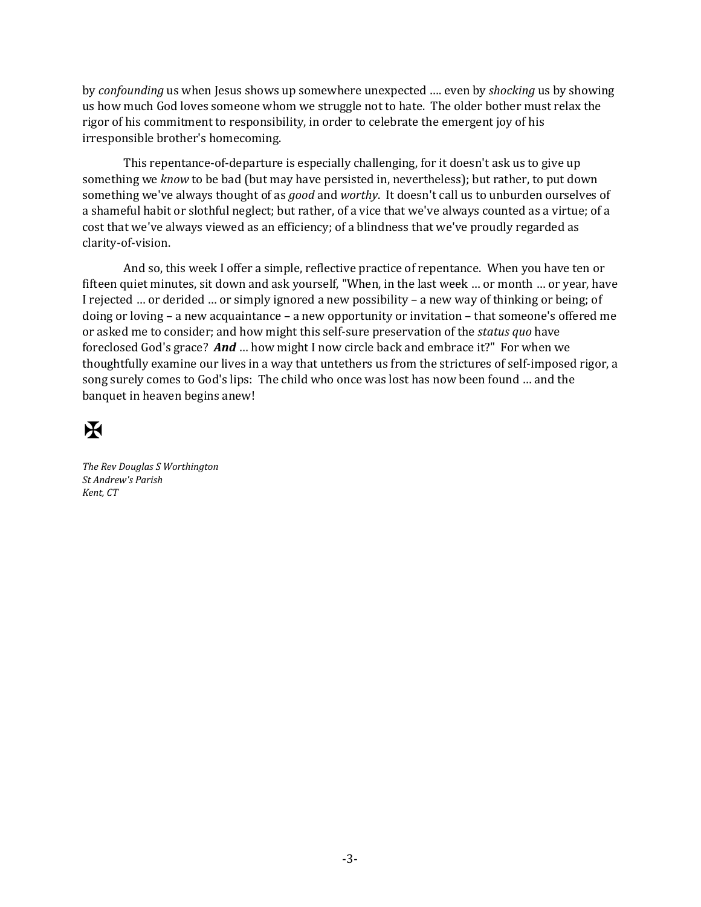by *confounding* us when Jesus shows up somewhere unexpected …. even by *shocking* us by showing us how much God loves someone whom we struggle not to hate. The older bother must relax the rigor of his commitment to responsibility, in order to celebrate the emergent joy of his irresponsible brother's homecoming.

This repentance-of-departure is especially challenging, for it doesn't ask us to give up something we *know* to be bad (but may have persisted in, nevertheless); but rather, to put down something we've always thought of as *good* and *worthy*. It doesn't call us to unburden ourselves of a shameful habit or slothful neglect; but rather, of a vice that we've always counted as a virtue; of a cost that we've always viewed as an efficiency; of a blindness that we've proudly regarded as clarity-of-vision.

And so, this week I offer a simple, reflective practice of repentance. When you have ten or fifteen quiet minutes, sit down and ask yourself, "When, in the last week … or month … or year, have I rejected … or derided … or simply ignored a new possibility – a new way of thinking or being; of doing or loving – a new acquaintance – a new opportunity or invitation – that someone's offered me or asked me to consider; and how might this self-sure preservation of the *status quo* have foreclosed God's grace? ***And*** … how might I now circle back and embrace it?" For when we thoughtfully examine our lives in a way that untethers us from the strictures of self-imposed rigor, a song surely comes to God's lips: The child who once was lost has now been found … and the banquet in heaven begins anew!

✠

*The Rev Douglas S Worthington*
*St Andrew's Parish*
*Kent, CT*